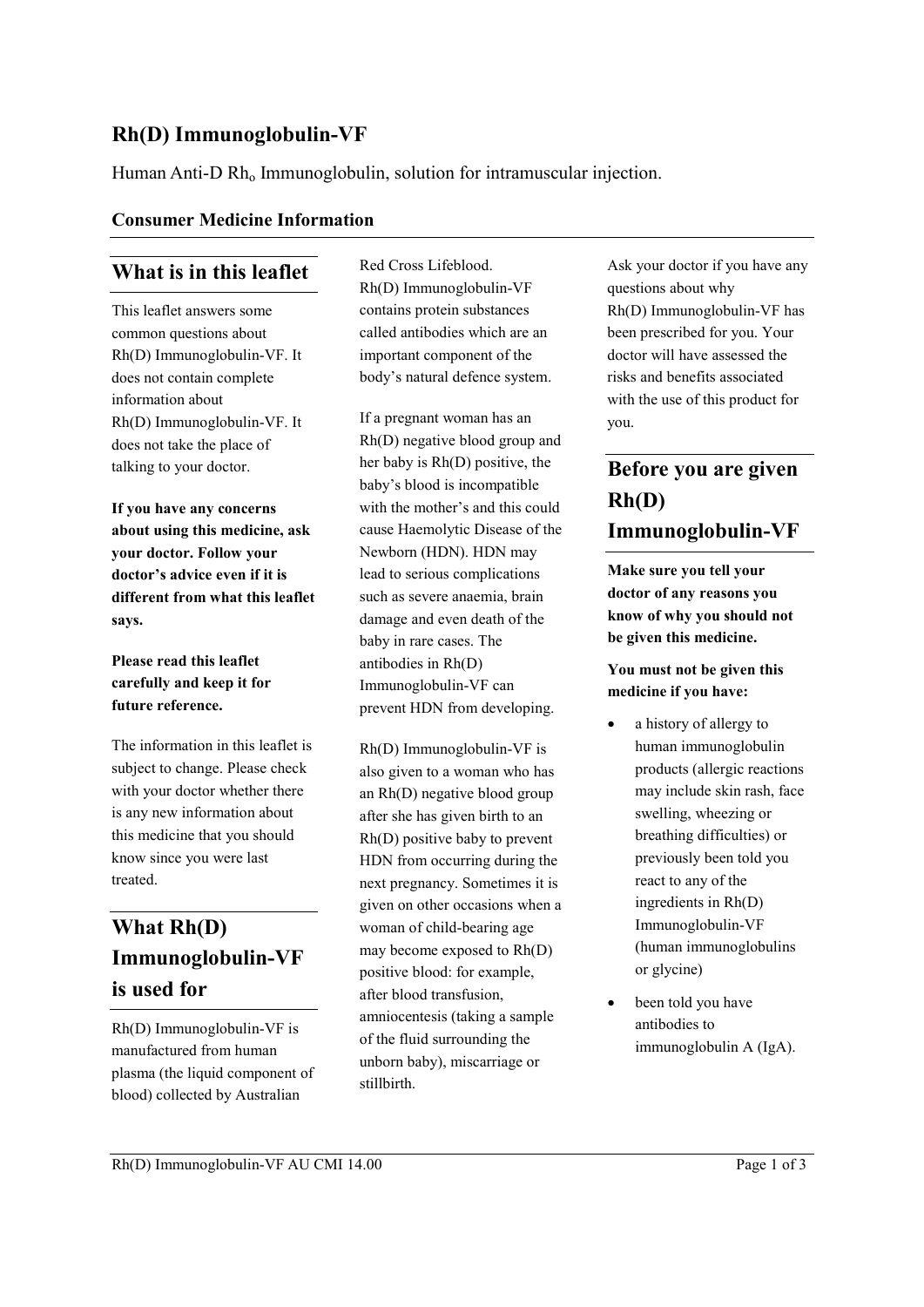# Rh(D) Immunoglobulin-VF

Human Anti-D $Rh_o$ Immunoglobulin, solution for intramuscular injection.

### Consumer Medicine Information

## What is in this leaflet

This leaflet answers some common questions about Rh(D) Immunoglobulin-VF. It does not contain complete information about Rh(D) Immunoglobulin-VF. It does not take the place of talking to your doctor.

**If you have any concerns about using this medicine, ask your doctor. Follow your doctor's advice even if it is different from what this leaflet says.**

**Please read this leaflet carefully and keep it for future reference.**

The information in this leaflet is subject to change. Please check with your doctor whether there is any new information about this medicine that you should know since you were last treated.

## What Rh(D) Immunoglobulin-VF is used for

Rh(D) Immunoglobulin-VF is manufactured from human plasma (the liquid component of blood) collected by Australian Red Cross Lifeblood. Rh(D) Immunoglobulin-VF contains protein substances called antibodies which are an important component of the body's natural defence system.

If a pregnant woman has an Rh(D) negative blood group and her baby is Rh(D) positive, the baby's blood is incompatible with the mother's and this could cause Haemolytic Disease of the Newborn (HDN). HDN may lead to serious complications such as severe anaemia, brain damage and even death of the baby in rare cases. The antibodies in Rh(D) Immunoglobulin-VF can prevent HDN from developing.

Rh(D) Immunoglobulin-VF is also given to a woman who has an Rh(D) negative blood group after she has given birth to an Rh(D) positive baby to prevent HDN from occurring during the next pregnancy. Sometimes it is given on other occasions when a woman of child-bearing age may become exposed to Rh(D) positive blood: for example, after blood transfusion, amniocentesis (taking a sample of the fluid surrounding the unborn baby), miscarriage or stillbirth.

Ask your doctor if you have any questions about why Rh(D) Immunoglobulin-VF has been prescribed for you. Your doctor will have assessed the risks and benefits associated with the use of this product for you.

## Before you are given Rh(D) Immunoglobulin-VF

**Make sure you tell your doctor of any reasons you know of why you should not be given this medicine.**

**You must not be given this medicine if you have:**

- a history of allergy to human immunoglobulin products (allergic reactions may include skin rash, face swelling, wheezing or breathing difficulties) or previously been told you react to any of the ingredients in Rh(D) Immunoglobulin-VF (human immunoglobulins or glycine)
- been told you have antibodies to immunoglobulin A (IgA).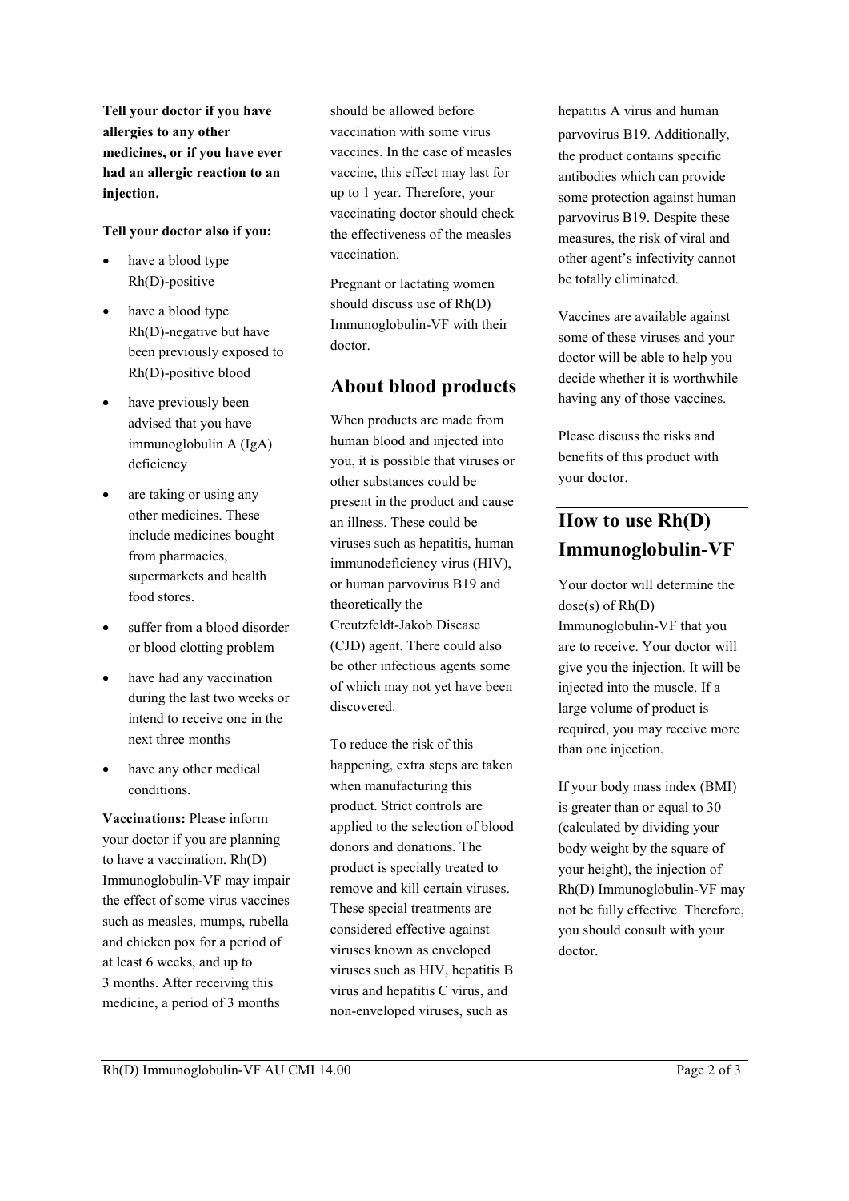**Tell your doctor if you have allergies to any other medicines, or if you have ever had an allergic reaction to an injection.**

**Tell your doctor also if you:**

- have a blood type Rh(D)-positive
- have a blood type Rh(D)-negative but have been previously exposed to Rh(D)-positive blood
- have previously been advised that you have immunoglobulin A (IgA) deficiency
- are taking or using any other medicines. These include medicines bought from pharmacies, supermarkets and health food stores.
- suffer from a blood disorder or blood clotting problem
- have had any vaccination during the last two weeks or intend to receive one in the next three months
- have any other medical conditions.

**Vaccinations:** Please inform your doctor if you are planning to have a vaccination. Rh(D) Immunoglobulin-VF may impair the effect of some virus vaccines such as measles, mumps, rubella and chicken pox for a period of at least 6 weeks, and up to 3 months. After receiving this medicine, a period of 3 months should be allowed before vaccination with some virus vaccines. In the case of measles vaccine, this effect may last for up to 1 year. Therefore, your vaccinating doctor should check the effectiveness of the measles vaccination.

Pregnant or lactating women should discuss use of Rh(D) Immunoglobulin-VF with their doctor.

## About blood products

When products are made from human blood and injected into you, it is possible that viruses or other substances could be present in the product and cause an illness. These could be viruses such as hepatitis, human immunodeficiency virus (HIV), or human parvovirus B19 and theoretically the Creutzfeldt-Jakob Disease (CJD) agent. There could also be other infectious agents some of which may not yet have been discovered.

To reduce the risk of this happening, extra steps are taken when manufacturing this product. Strict controls are applied to the selection of blood donors and donations. The product is specially treated to remove and kill certain viruses. These special treatments are considered effective against viruses known as enveloped viruses such as HIV, hepatitis B virus and hepatitis C virus, and non-enveloped viruses, such as hepatitis A virus and human parvovirus B19. Additionally, the product contains specific antibodies which can provide some protection against human parvovirus B19. Despite these measures, the risk of viral and other agent's infectivity cannot be totally eliminated.

Vaccines are available against some of these viruses and your doctor will be able to help you decide whether it is worthwhile having any of those vaccines.

Please discuss the risks and benefits of this product with your doctor.

## How to use Rh(D) Immunoglobulin-VF

Your doctor will determine the dose(s) of Rh(D) Immunoglobulin-VF that you are to receive. Your doctor will give you the injection. It will be injected into the muscle. If a large volume of product is required, you may receive more than one injection.

If your body mass index (BMI) is greater than or equal to 30 (calculated by dividing your body weight by the square of your height), the injection of Rh(D) Immunoglobulin-VF may not be fully effective. Therefore, you should consult with your doctor.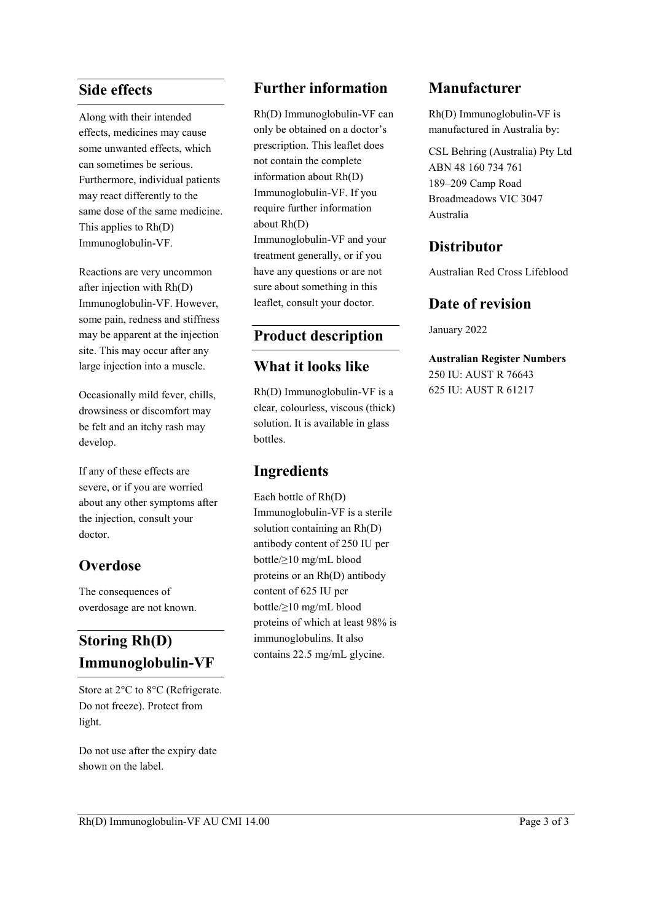## Side effects

Along with their intended effects, medicines may cause some unwanted effects, which can sometimes be serious. Furthermore, individual patients may react differently to the same dose of the same medicine. This applies to Rh(D) Immunoglobulin-VF.

Reactions are very uncommon after injection with Rh(D) Immunoglobulin-VF. However, some pain, redness and stiffness may be apparent at the injection site. This may occur after any large injection into a muscle.

Occasionally mild fever, chills, drowsiness or discomfort may be felt and an itchy rash may develop.

If any of these effects are severe, or if you are worried about any other symptoms after the injection, consult your doctor.

## Overdose

The consequences of overdosage are not known.

## Storing Rh(D) Immunoglobulin-VF

Store at 2°C to 8°C (Refrigerate. Do not freeze). Protect from light.

Do not use after the expiry date shown on the label.

## Further information

Rh(D) Immunoglobulin-VF can only be obtained on a doctor's prescription. This leaflet does not contain the complete information about Rh(D) Immunoglobulin-VF. If you require further information about Rh(D) Immunoglobulin-VF and your treatment generally, or if you have any questions or are not sure about something in this leaflet, consult your doctor.

## Product description

## What it looks like

Rh(D) Immunoglobulin-VF is a clear, colourless, viscous (thick) solution. It is available in glass bottles.

## Ingredients

Each bottle of Rh(D) Immunoglobulin-VF is a sterile solution containing an Rh(D) antibody content of 250 IU per bottle/≥10 mg/mL blood proteins or an Rh(D) antibody content of 625 IU per bottle/≥10 mg/mL blood proteins of which at least 98% is immunoglobulins. It also contains 22.5 mg/mL glycine.

## Manufacturer

Rh(D) Immunoglobulin-VF is manufactured in Australia by:

CSL Behring (Australia) Pty Ltd
ABN 48 160 734 761
189–209 Camp Road
Broadmeadows VIC 3047
Australia

## Distributor

Australian Red Cross Lifeblood

## Date of revision

January 2022

**Australian Register Numbers**
250 IU: AUST R 76643
625 IU: AUST R 61217